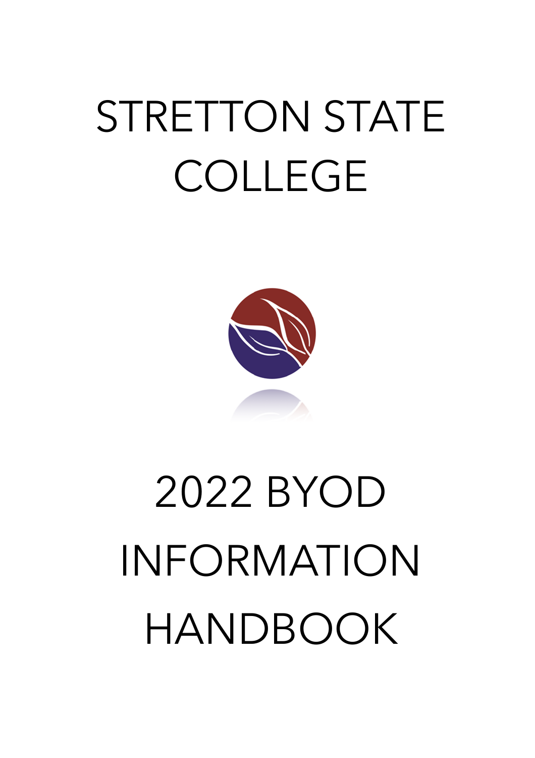# STRETTON STATE COLLEGE

# 2022 BYOD INFORMATION HANDBOOK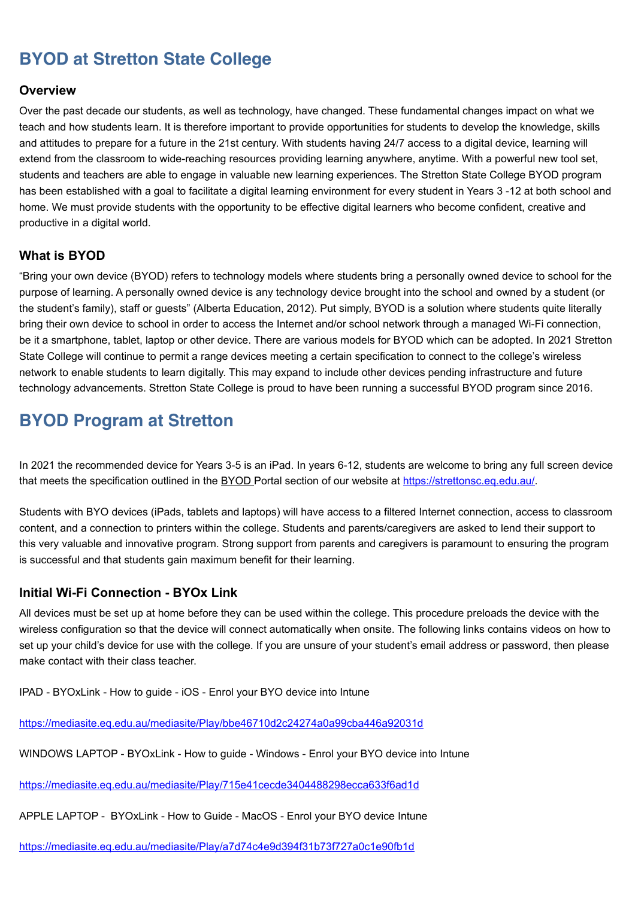# BYOD at Stretton State College

### Overview

Over the past decade our students, as well as technology, have changed. These fundamental changes impact on what we teach and how students learn. It is therefore important to provide opportunities for students to develop the knowledge, skills and attitudes to prepare for a future in the 21st century. With students having 24/7 access to a digital device, learning will extend from the classroom to wide-reaching resources providing learning anywhere, anytime. With a powerful new tool set, students and teachers are able to engage in valuable new learning experiences. The Stretton State College BYOD program has been established with a goal to facilitate a digital learning environment for every student in Years 3 -12 at both school and home. We must provide students with the opportunity to be effective digital learners who become confident, creative and productive in a digital world.

### What is BYOD

"Bring your own device (BYOD) refers to technology models where students bring a personally owned device to school for the purpose of learning. A personally owned device is any technology device brought into the school and owned by a student (or the student's family), staff or guests" (Alberta Education, 2012). Put simply, BYOD is a solution where students quite literally bring their own device to school in order to access the Internet and/or school network through a managed Wi-Fi connection, be it a smartphone, tablet, laptop or other device. There are various models for BYOD which can be adopted. In 2021 Stretton State College will continue to permit a range devices meeting a certain specification to connect to the college's wireless network to enable students to learn digitally. This may expand to include other devices pending infrastructure and future technology advancements. Stretton State College is proud to have been running a successful BYOD program since 2016.

# BYOD Program at Stretton

In 2021 the recommended device for Years 3-5 is an iPad. In years 6-12, students are welcome to bring any full screen device that meets the specification outlined in the BYOD Portal section of our website at https://strettonsc.eq.edu.au/.

Students with BYO devices (iPads, tablets and laptops) will have access to a filtered Internet connection, access to classroom content, and a connection to printers within the college. Students and parents/caregivers are asked to lend their support to this very valuable and innovative program. Strong support from parents and caregivers is paramount to ensuring the program is successful and that students gain maximum benefit for their learning.

### Initial Wi-Fi Connection - BYOx Link

All devices must be set up at home before they can be used within the college. This procedure preloads the device with the wireless configuration so that the device will connect automatically when onsite. The following links contains videos on how to set up your child's device for use with the college. If you are unsure of your student's email address or password, then please make contact with their class teacher.

IPAD - BYOxLink - How to guide - iOS - Enrol your BYO device into Intune

https://mediasite.eq.edu.au/mediasite/Play/bbe46710d2c24274a0a99cba446a92031d

WINDOWS LAPTOP - BYOxLink - How to guide - Windows - Enrol your BYO device into Intune

https://mediasite.eq.edu.au/mediasite/Play/715e41cecde3404488298ecca633f6ad1d

APPLE LAPTOP - BYOxLink - How to Guide - MacOS - Enrol your BYO device Intune

https://mediasite.eq.edu.au/mediasite/Play/a7d74c4e9d394f31b73f727a0c1e90fb1d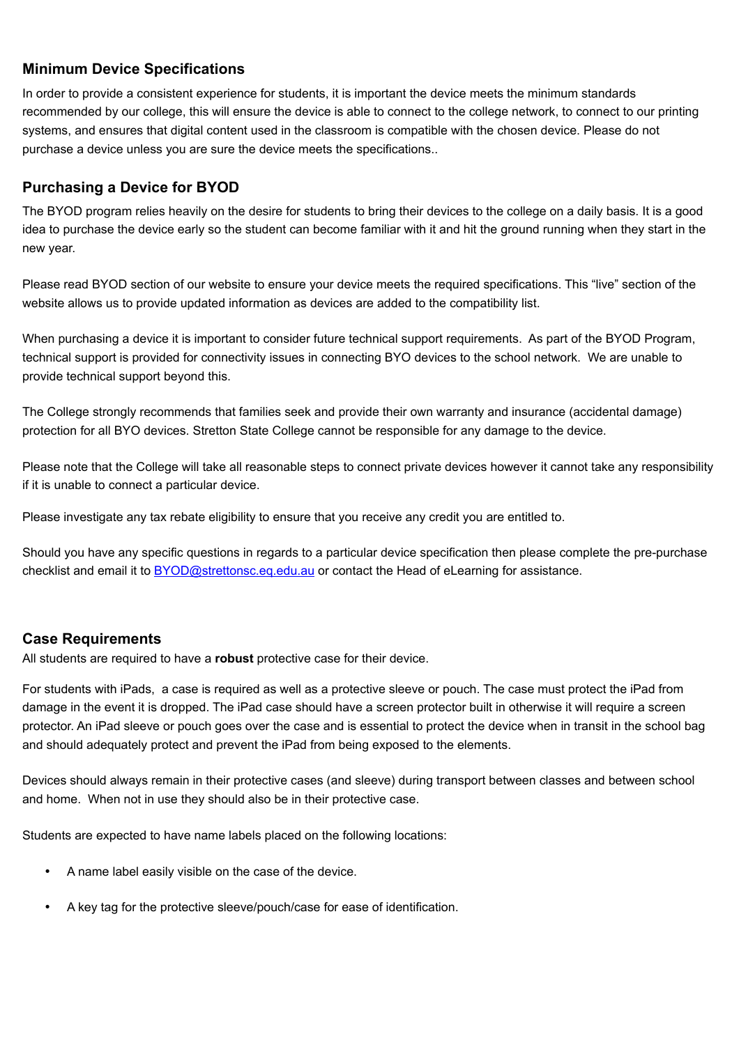## Minimum Device Specifications

In order to provide a consistent experience for students, it is important the device meets the minimum standards recommended by our college, this will ensure the device is able to connect to the college network, to connect to our printing systems, and ensures that digital content used in the classroom is compatible with the chosen device. Please do not purchase a device unless you are sure the device meets the specifications..

## Purchasing a Device for BYOD

The BYOD program relies heavily on the desire for students to bring their devices to the college on a daily basis. It is a good idea to purchase the device early so the student can become familiar with it and hit the ground running when they start in the new year.

Please read BYOD section of our website to ensure your device meets the required specifications. This "live" section of the website allows us to provide updated information as devices are added to the compatibility list.

When purchasing a device it is important to consider future technical support requirements. As part of the BYOD Program, technical support is provided for connectivity issues in connecting BYO devices to the school network. We are unable to provide technical support beyond this.

The College strongly recommends that families seek and provide their own warranty and insurance (accidental damage) protection for all BYO devices. Stretton State College cannot be responsible for any damage to the device.

Please note that the College will take all reasonable steps to connect private devices however it cannot take any responsibility if it is unable to connect a particular device.

Please investigate any tax rebate eligibility to ensure that you receive any credit you are entitled to.

Should you have any specific questions in regards to a particular device specification then please complete the pre-purchase checklist and email it to [BYOD@strettonsc.eq.edu.au](mailto:BYOD@strettonsc.eq.edu.au) or contact the Head of eLearning for assistance.

## Case Requirements

All students are required to have a **robust** protective case for their device.

For students with iPads, a case is required as well as a protective sleeve or pouch. The case must protect the iPad from damage in the event it is dropped. The iPad case should have a screen protector built in otherwise it will require a screen protector. An iPad sleeve or pouch goes over the case and is essential to protect the device when in transit in the school bag and should adequately protect and prevent the iPad from being exposed to the elements.

Devices should always remain in their protective cases (and sleeve) during transport between classes and between school and home. When not in use they should also be in their protective case.

Students are expected to have name labels placed on the following locations:

- A name label easily visible on the case of the device.
- A key tag for the protective sleeve/pouch/case for ease of identification.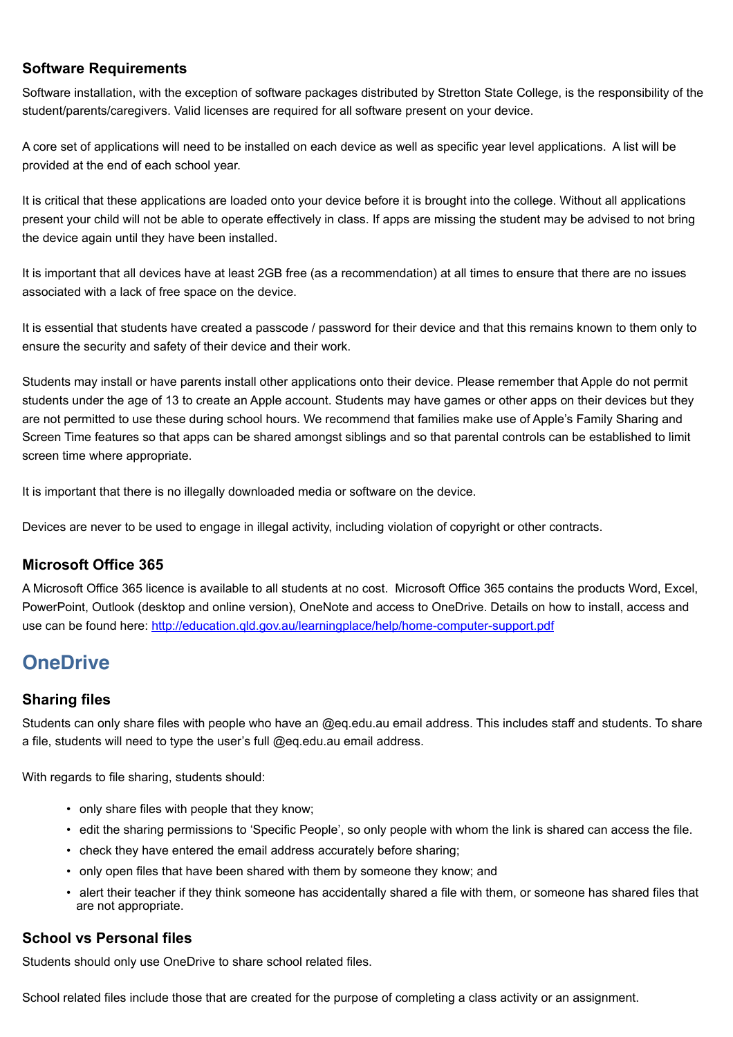### Software Requirements

Software installation, with the exception of software packages distributed by Stretton State College, is the responsibility of the student/parents/caregivers. Valid licenses are required for all software present on your device.

A core set of applications will need to be installed on each device as well as specific year level applications. A list will be provided at the end of each school year.

It is critical that these applications are loaded onto your device before it is brought into the college. Without all applications present your child will not be able to operate effectively in class. If apps are missing the student may be advised to not bring the device again until they have been installed.

It is important that all devices have at least 2GB free (as a recommendation) at all times to ensure that there are no issues associated with a lack of free space on the device.

It is essential that students have created a passcode / password for their device and that this remains known to them only to ensure the security and safety of their device and their work.

Students may install or have parents install other applications onto their device. Please remember that Apple do not permit students under the age of 13 to create an Apple account. Students may have games or other apps on their devices but they are not permitted to use these during school hours. We recommend that families make use of Apple's Family Sharing and Screen Time features so that apps can be shared amongst siblings and so that parental controls can be established to limit screen time where appropriate.

It is important that there is no illegally downloaded media or software on the device.

Devices are never to be used to engage in illegal activity, including violation of copyright or other contracts.

### Microsoft Office 365

A Microsoft Office 365 licence is available to all students at no cost. Microsoft Office 365 contains the products Word, Excel, PowerPoint, Outlook (desktop and online version), OneNote and access to OneDrive. Details on how to install, access and use can be found here: [http://education.qld.gov.au/learningplace/help/home-computer-support.pdf](http://education.qld.gov.au/learningplace/help/home-computer-support.pdf)

## OneDrive

### Sharing files

Students can only share files with people who have an @eq.edu.au email address. This includes staff and students. To share a file, students will need to type the user's full @eq.edu.au email address.

With regards to file sharing, students should:

- only share files with people that they know;
- edit the sharing permissions to 'Specific People', so only people with whom the link is shared can access the file.
- check they have entered the email address accurately before sharing;
- only open files that have been shared with them by someone they know; and
- alert their teacher if they think someone has accidentally shared a file with them, or someone has shared files that are not appropriate.

### School vs Personal files

Students should only use OneDrive to share school related files.

School related files include those that are created for the purpose of completing a class activity or an assignment.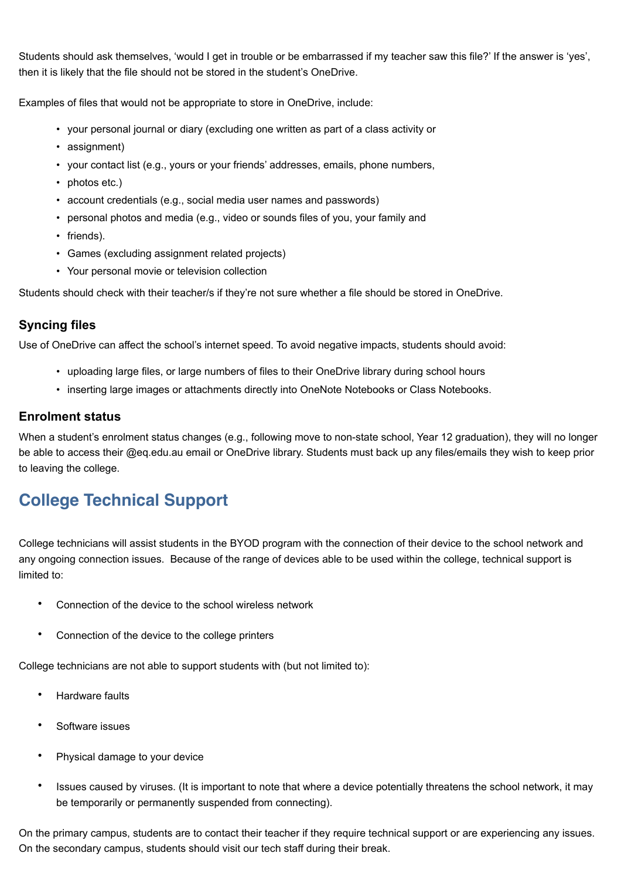Students should ask themselves, 'would I get in trouble or be embarrassed if my teacher saw this file?' If the answer is 'yes', then it is likely that the file should not be stored in the student's OneDrive.

Examples of files that would not be appropriate to store in OneDrive, include:

- your personal journal or diary (excluding one written as part of a class activity or
- assignment)
- your contact list (e.g., yours or your friends' addresses, emails, phone numbers,
- photos etc.)
- account credentials (e.g., social media user names and passwords)
- personal photos and media (e.g., video or sounds files of you, your family and
- friends).
- Games (excluding assignment related projects)
- Your personal movie or television collection

Students should check with their teacher/s if they're not sure whether a file should be stored in OneDrive.

### Syncing files

Use of OneDrive can affect the school's internet speed. To avoid negative impacts, students should avoid:

- uploading large files, or large numbers of files to their OneDrive library during school hours
- inserting large images or attachments directly into OneNote Notebooks or Class Notebooks.

### Enrolment status

When a student's enrolment status changes (e.g., following move to non-state school, Year 12 graduation), they will no longer be able to access their @eq.edu.au email or OneDrive library. Students must back up any files/emails they wish to keep prior to leaving the college.

## College Technical Support

College technicians will assist students in the BYOD program with the connection of their device to the school network and any ongoing connection issues. Because of the range of devices able to be used within the college, technical support is limited to:

- Connection of the device to the school wireless network
- Connection of the device to the college printers

College technicians are not able to support students with (but not limited to):

- Hardware faults
- Software issues
- Physical damage to your device
- Issues caused by viruses. (It is important to note that where a device potentially threatens the school network, it may be temporarily or permanently suspended from connecting).

On the primary campus, students are to contact their teacher if they require technical support or are experiencing any issues. On the secondary campus, students should visit our tech staff during their break.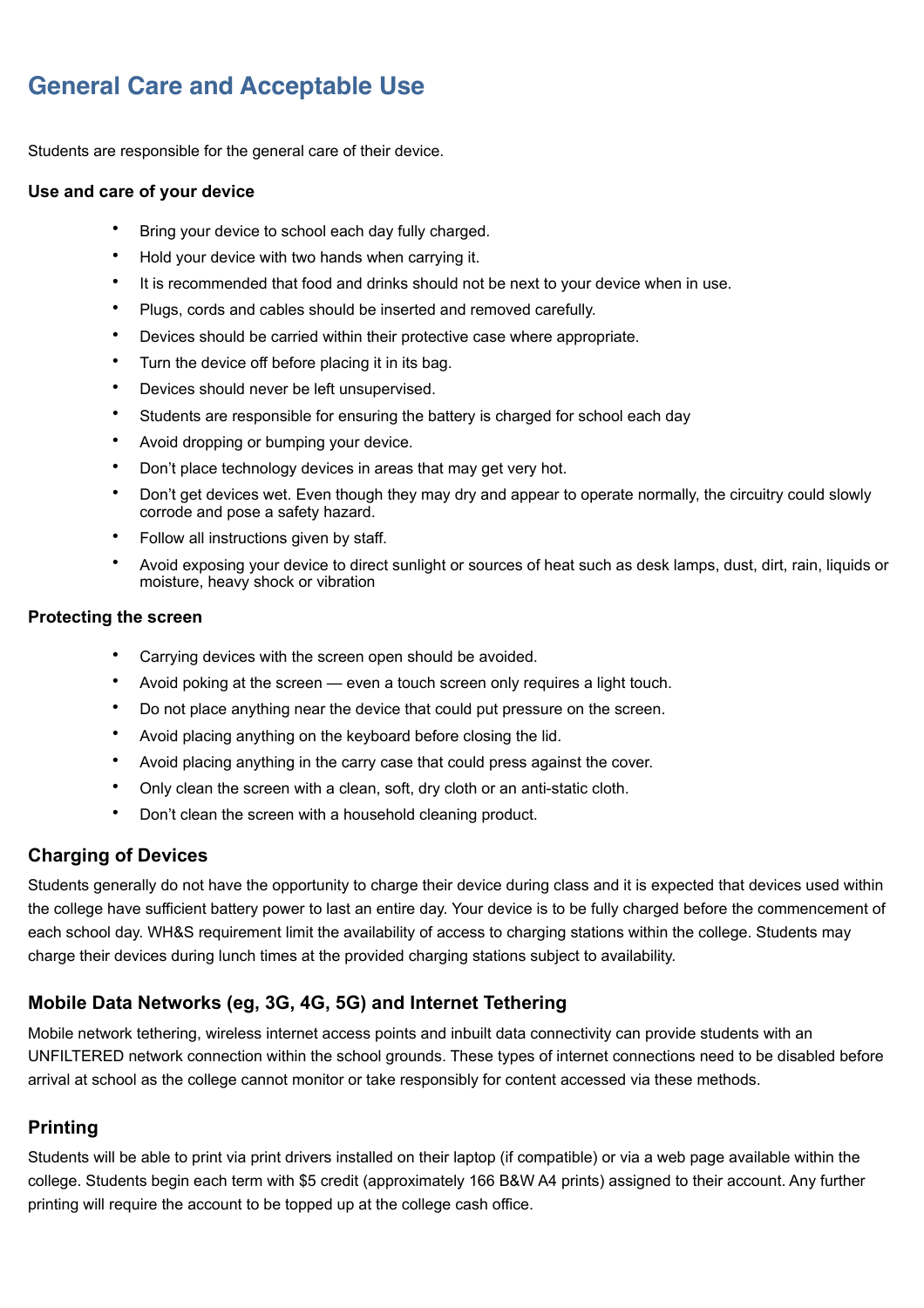# General Care and Acceptable Use

Students are responsible for the general care of their device.

### Use and care of your device

- Bring your device to school each day fully charged.
- Hold your device with two hands when carrying it.
- It is recommended that food and drinks should not be next to your device when in use.
- Plugs, cords and cables should be inserted and removed carefully.
- Devices should be carried within their protective case where appropriate.
- Turn the device off before placing it in its bag.
- Devices should never be left unsupervised.
- Students are responsible for ensuring the battery is charged for school each day
- Avoid dropping or bumping your device.
- Don't place technology devices in areas that may get very hot.
- Don't get devices wet. Even though they may dry and appear to operate normally, the circuitry could slowly corrode and pose a safety hazard.
- Follow all instructions given by staff.
- Avoid exposing your device to direct sunlight or sources of heat such as desk lamps, dust, dirt, rain, liquids or moisture, heavy shock or vibration

### Protecting the screen

- Carrying devices with the screen open should be avoided.
- Avoid poking at the screen — even a touch screen only requires a light touch.
- Do not place anything near the device that could put pressure on the screen.
- Avoid placing anything on the keyboard before closing the lid.
- Avoid placing anything in the carry case that could press against the cover.
- Only clean the screen with a clean, soft, dry cloth or an anti-static cloth.
- Don't clean the screen with a household cleaning product.

## Charging of Devices

Students generally do not have the opportunity to charge their device during class and it is expected that devices used within the college have sufficient battery power to last an entire day. Your device is to be fully charged before the commencement of each school day. WH&S requirement limit the availability of access to charging stations within the college. Students may charge their devices during lunch times at the provided charging stations subject to availability.

## Mobile Data Networks (eg, 3G, 4G, 5G) and Internet Tethering

Mobile network tethering, wireless internet access points and inbuilt data connectivity can provide students with an UNFILTERED network connection within the school grounds. These types of internet connections need to be disabled before arrival at school as the college cannot monitor or take responsibly for content accessed via these methods.

## Printing

Students will be able to print via print drivers installed on their laptop (if compatible) or via a web page available within the college. Students begin each term with $5 credit (approximately 166 B&W A4 prints) assigned to their account. Any further printing will require the account to be topped up at the college cash office.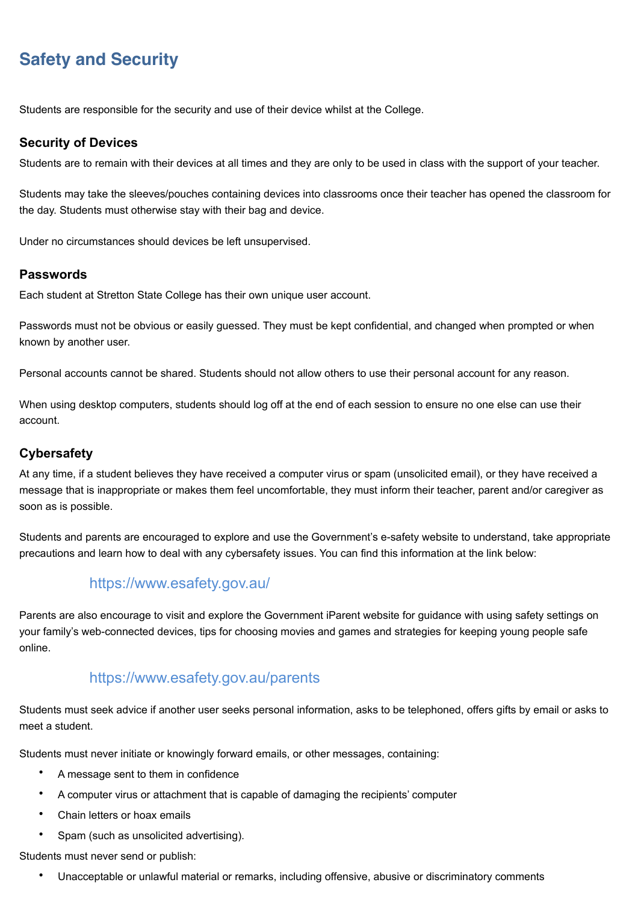## Safety and Security

Students are responsible for the security and use of their device whilst at the College.

### Security of Devices

Students are to remain with their devices at all times and they are only to be used in class with the support of your teacher.

Students may take the sleeves/pouches containing devices into classrooms once their teacher has opened the classroom for the day. Students must otherwise stay with their bag and device.

Under no circumstances should devices be left unsupervised.

### Passwords

Each student at Stretton State College has their own unique user account.

Passwords must not be obvious or easily guessed. They must be kept confidential, and changed when prompted or when known by another user.

Personal accounts cannot be shared. Students should not allow others to use their personal account for any reason.

When using desktop computers, students should log off at the end of each session to ensure no one else can use their account.

### Cybersafety

At any time, if a student believes they have received a computer virus or spam (unsolicited email), or they have received a message that is inappropriate or makes them feel uncomfortable, they must inform their teacher, parent and/or caregiver as soon as is possible.

Students and parents are encouraged to explore and use the Government's e-safety website to understand, take appropriate precautions and learn how to deal with any cybersafety issues. You can find this information at the link below:

https://www.esafety.gov.au/

Parents are also encourage to visit and explore the Government iParent website for guidance with using safety settings on your family's web-connected devices, tips for choosing movies and games and strategies for keeping young people safe online.

https://www.esafety.gov.au/parents

Students must seek advice if another user seeks personal information, asks to be telephoned, offers gifts by email or asks to meet a student.

Students must never initiate or knowingly forward emails, or other messages, containing:

- A message sent to them in confidence
- A computer virus or attachment that is capable of damaging the recipients' computer
- Chain letters or hoax emails
- Spam (such as unsolicited advertising).

Students must never send or publish:

- Unacceptable or unlawful material or remarks, including offensive, abusive or discriminatory comments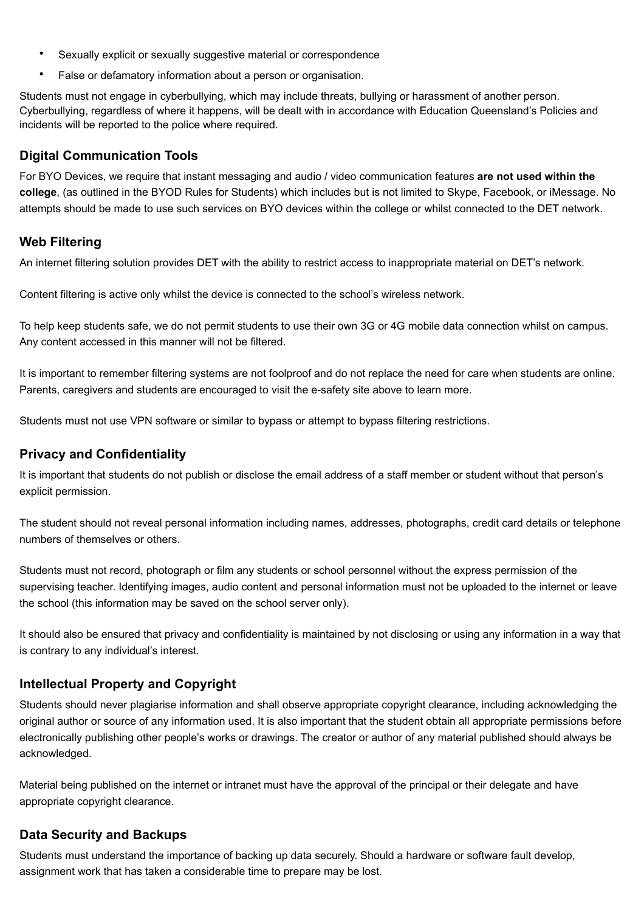- Sexually explicit or sexually suggestive material or correspondence
- False or defamatory information about a person or organisation.

Students must not engage in cyberbullying, which may include threats, bullying or harassment of another person. Cyberbullying, regardless of where it happens, will be dealt with in accordance with Education Queensland's Policies and incidents will be reported to the police where required.

## Digital Communication Tools

For BYO Devices, we require that instant messaging and audio / video communication features **are not used within the college**, (as outlined in the BYOD Rules for Students) which includes but is not limited to Skype, Facebook, or iMessage. No attempts should be made to use such services on BYO devices within the college or whilst connected to the DET network.

## Web Filtering

An internet filtering solution provides DET with the ability to restrict access to inappropriate material on DET's network.

Content filtering is active only whilst the device is connected to the school's wireless network.

To help keep students safe, we do not permit students to use their own 3G or 4G mobile data connection whilst on campus. Any content accessed in this manner will not be filtered.

It is important to remember filtering systems are not foolproof and do not replace the need for care when students are online. Parents, caregivers and students are encouraged to visit the e-safety site above to learn more.

Students must not use VPN software or similar to bypass or attempt to bypass filtering restrictions.

## Privacy and Confidentiality

It is important that students do not publish or disclose the email address of a staff member or student without that person's explicit permission.

The student should not reveal personal information including names, addresses, photographs, credit card details or telephone numbers of themselves or others.

Students must not record, photograph or film any students or school personnel without the express permission of the supervising teacher. Identifying images, audio content and personal information must not be uploaded to the internet or leave the school (this information may be saved on the school server only).

It should also be ensured that privacy and confidentiality is maintained by not disclosing or using any information in a way that is contrary to any individual's interest.

## Intellectual Property and Copyright

Students should never plagiarise information and shall observe appropriate copyright clearance, including acknowledging the original author or source of any information used. It is also important that the student obtain all appropriate permissions before electronically publishing other people's works or drawings. The creator or author of any material published should always be acknowledged.

Material being published on the internet or intranet must have the approval of the principal or their delegate and have appropriate copyright clearance.

## Data Security and Backups

Students must understand the importance of backing up data securely. Should a hardware or software fault develop, assignment work that has taken a considerable time to prepare may be lost.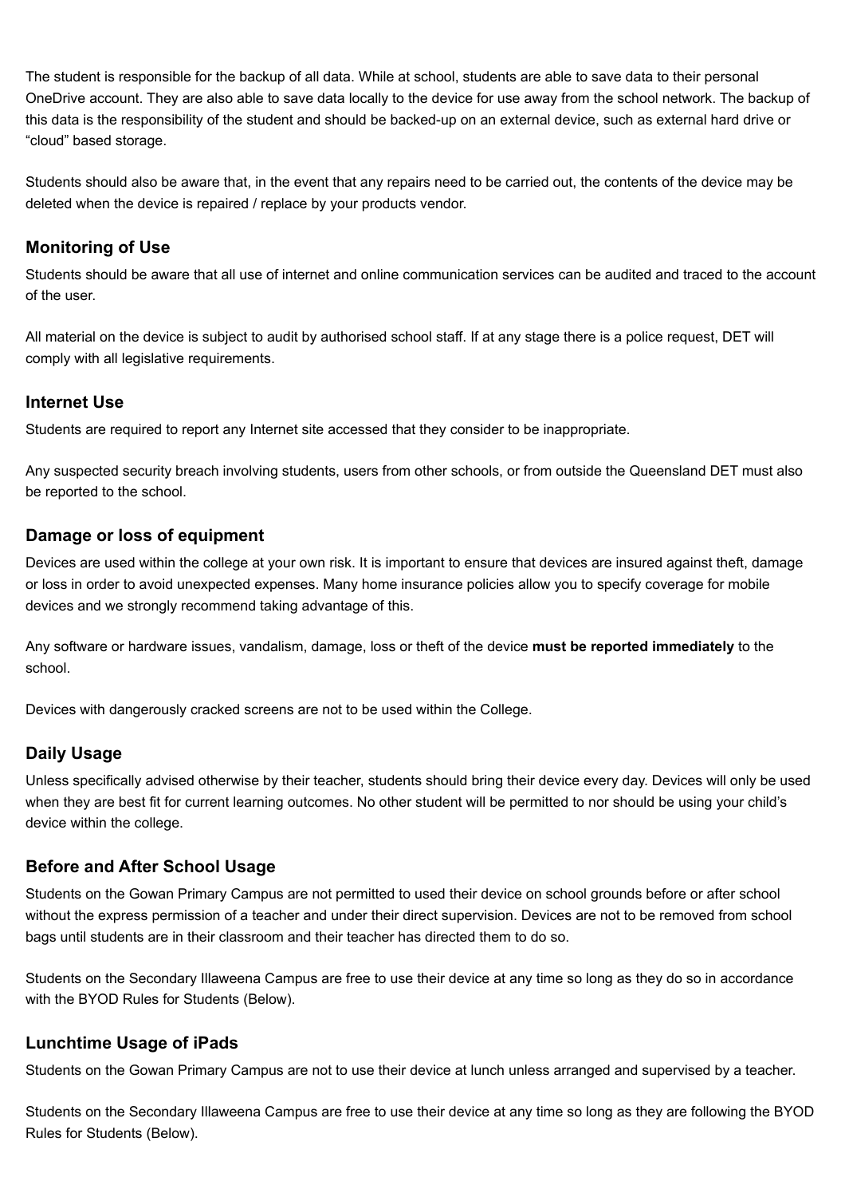The student is responsible for the backup of all data. While at school, students are able to save data to their personal OneDrive account. They are also able to save data locally to the device for use away from the school network. The backup of this data is the responsibility of the student and should be backed-up on an external device, such as external hard drive or "cloud" based storage.

Students should also be aware that, in the event that any repairs need to be carried out, the contents of the device may be deleted when the device is repaired / replace by your products vendor.

### Monitoring of Use

Students should be aware that all use of internet and online communication services can be audited and traced to the account of the user.

All material on the device is subject to audit by authorised school staff. If at any stage there is a police request, DET will comply with all legislative requirements.

### Internet Use

Students are required to report any Internet site accessed that they consider to be inappropriate.

Any suspected security breach involving students, users from other schools, or from outside the Queensland DET must also be reported to the school.

### Damage or loss of equipment

Devices are used within the college at your own risk. It is important to ensure that devices are insured against theft, damage or loss in order to avoid unexpected expenses. Many home insurance policies allow you to specify coverage for mobile devices and we strongly recommend taking advantage of this.

Any software or hardware issues, vandalism, damage, loss or theft of the device **must be reported immediately** to the school.

Devices with dangerously cracked screens are not to be used within the College.

### Daily Usage

Unless specifically advised otherwise by their teacher, students should bring their device every day. Devices will only be used when they are best fit for current learning outcomes. No other student will be permitted to nor should be using your child's device within the college.

### Before and After School Usage

Students on the Gowan Primary Campus are not permitted to used their device on school grounds before or after school without the express permission of a teacher and under their direct supervision. Devices are not to be removed from school bags until students are in their classroom and their teacher has directed them to do so.

Students on the Secondary Illaweena Campus are free to use their device at any time so long as they do so in accordance with the BYOD Rules for Students (Below).

### Lunchtime Usage of iPads

Students on the Gowan Primary Campus are not to use their device at lunch unless arranged and supervised by a teacher.

Students on the Secondary Illaweena Campus are free to use their device at any time so long as they are following the BYOD Rules for Students (Below).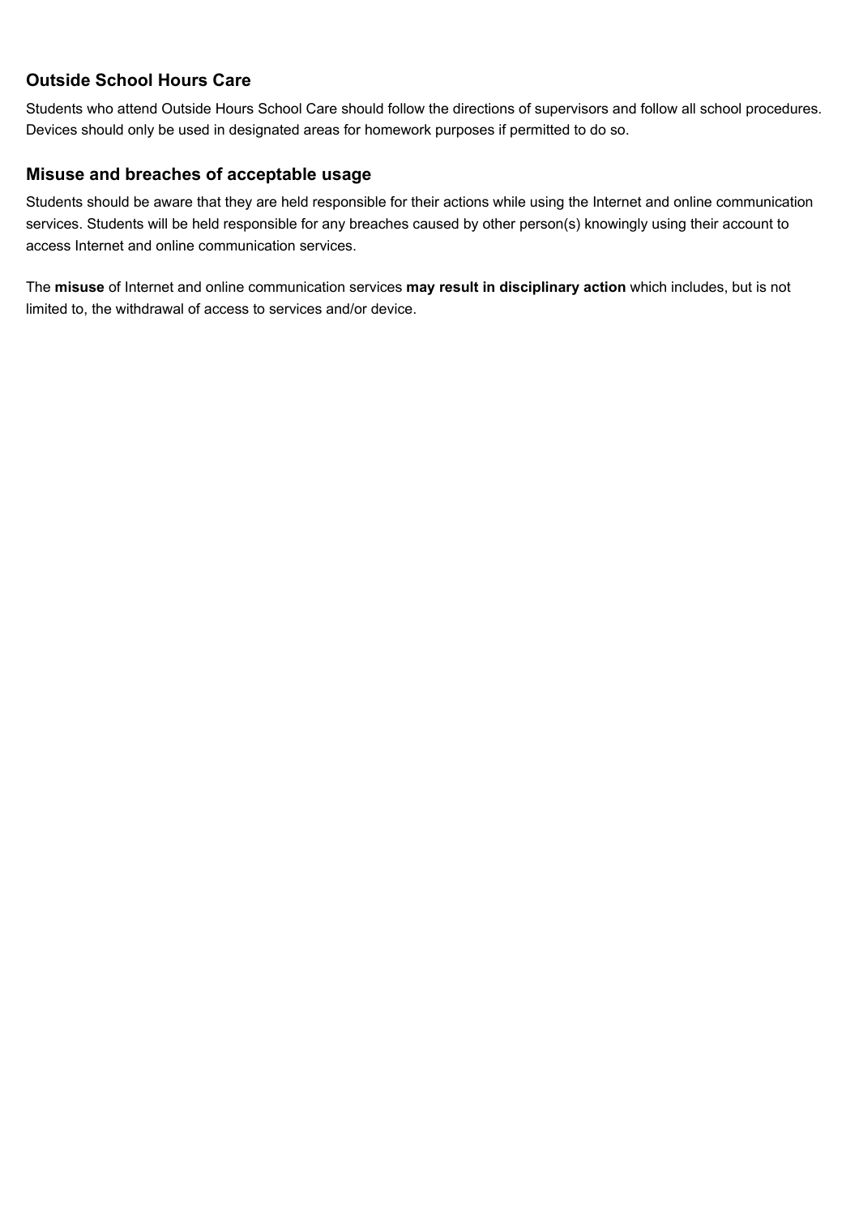## Outside School Hours Care

Students who attend Outside Hours School Care should follow the directions of supervisors and follow all school procedures. Devices should only be used in designated areas for homework purposes if permitted to do so.

## Misuse and breaches of acceptable usage

Students should be aware that they are held responsible for their actions while using the Internet and online communication services. Students will be held responsible for any breaches caused by other person(s) knowingly using their account to access Internet and online communication services.

The **misuse** of Internet and online communication services **may result in disciplinary action** which includes, but is not limited to, the withdrawal of access to services and/or device.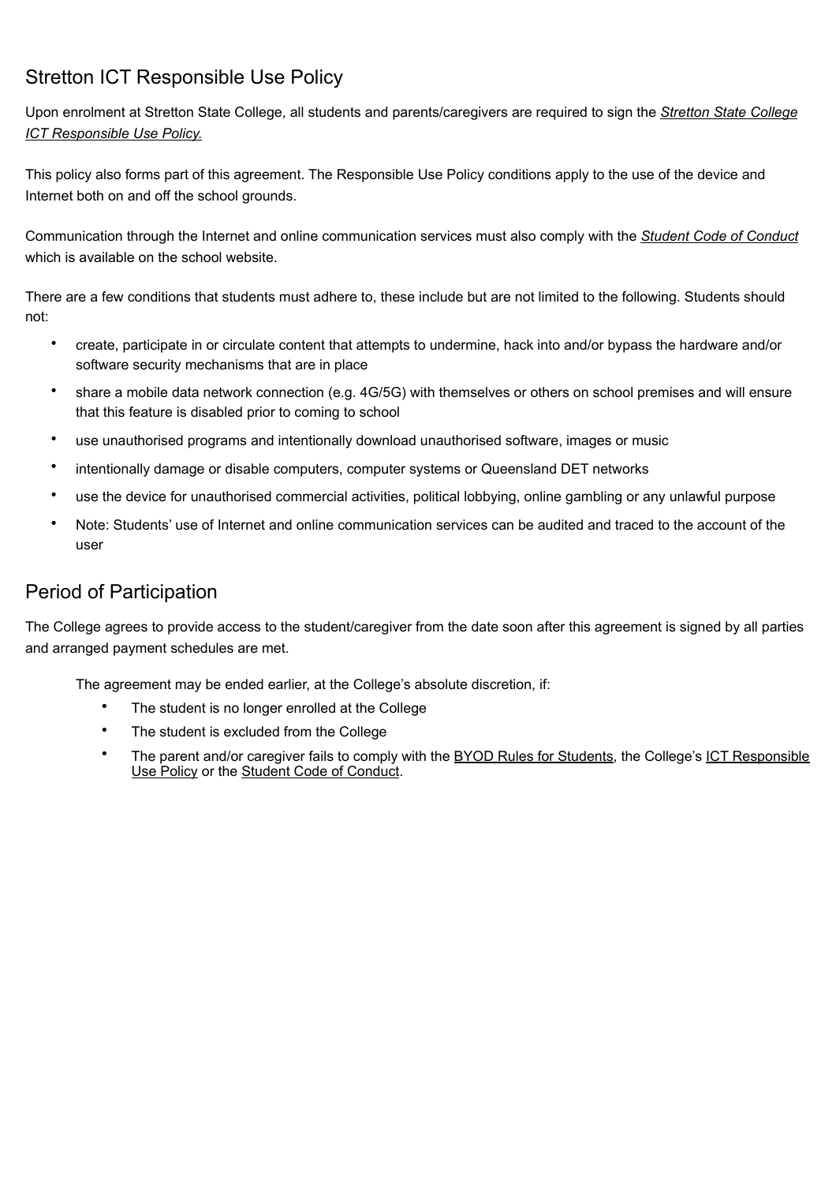## Stretton ICT Responsible Use Policy

Upon enrolment at Stretton State College, all students and parents/caregivers are required to sign the *Stretton State College ICT Responsible Use Policy.*

This policy also forms part of this agreement. The Responsible Use Policy conditions apply to the use of the device and Internet both on and off the school grounds.

Communication through the Internet and online communication services must also comply with the *Student Code of Conduct* which is available on the school website.

There are a few conditions that students must adhere to, these include but are not limited to the following. Students should not:

- create, participate in or circulate content that attempts to undermine, hack into and/or bypass the hardware and/or software security mechanisms that are in place
- share a mobile data network connection (e.g. 4G/5G) with themselves or others on school premises and will ensure that this feature is disabled prior to coming to school
- use unauthorised programs and intentionally download unauthorised software, images or music
- intentionally damage or disable computers, computer systems or Queensland DET networks
- use the device for unauthorised commercial activities, political lobbying, online gambling or any unlawful purpose
- Note: Students' use of Internet and online communication services can be audited and traced to the account of the user

## Period of Participation

The College agrees to provide access to the student/caregiver from the date soon after this agreement is signed by all parties and arranged payment schedules are met.

The agreement may be ended earlier, at the College's absolute discretion, if:

- The student is no longer enrolled at the College
- The student is excluded from the College
- The parent and/or caregiver fails to comply with the BYOD Rules for Students, the College's ICT Responsible Use Policy or the Student Code of Conduct.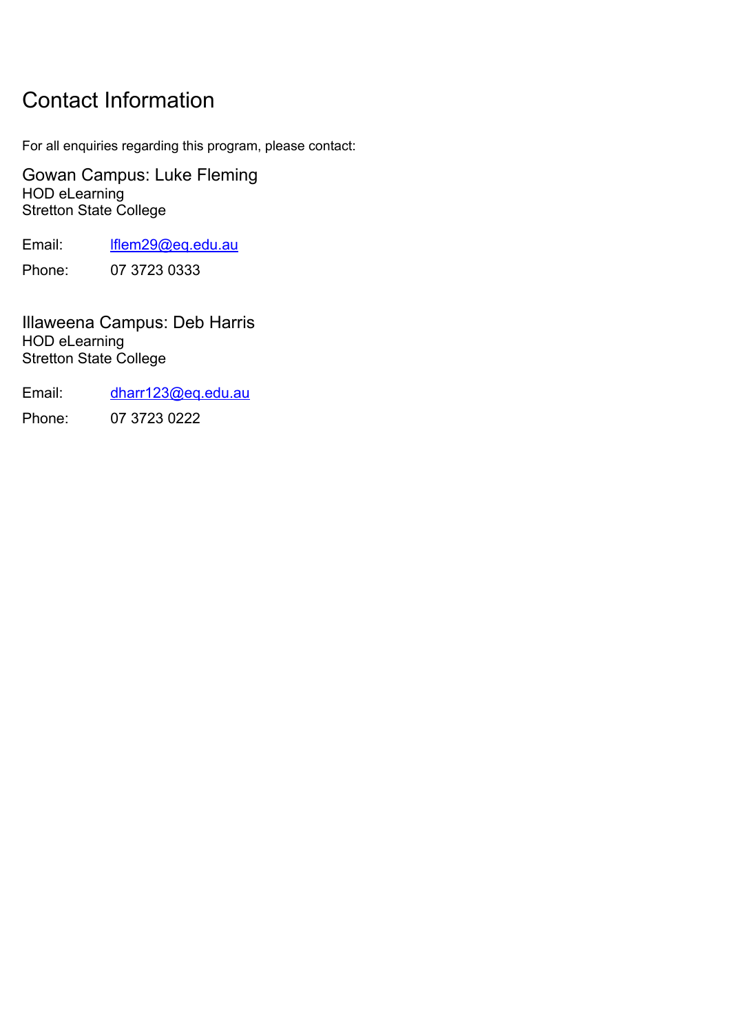# Contact Information

For all enquiries regarding this program, please contact:

## Gowan Campus: Luke Fleming

HOD eLearning
Stretton State College

Email: lflem29@eq.edu.au

Phone: 07 3723 0333

## Illaweena Campus: Deb Harris

HOD eLearning
Stretton State College

Email: dharr123@eq.edu.au

Phone: 07 3723 0222